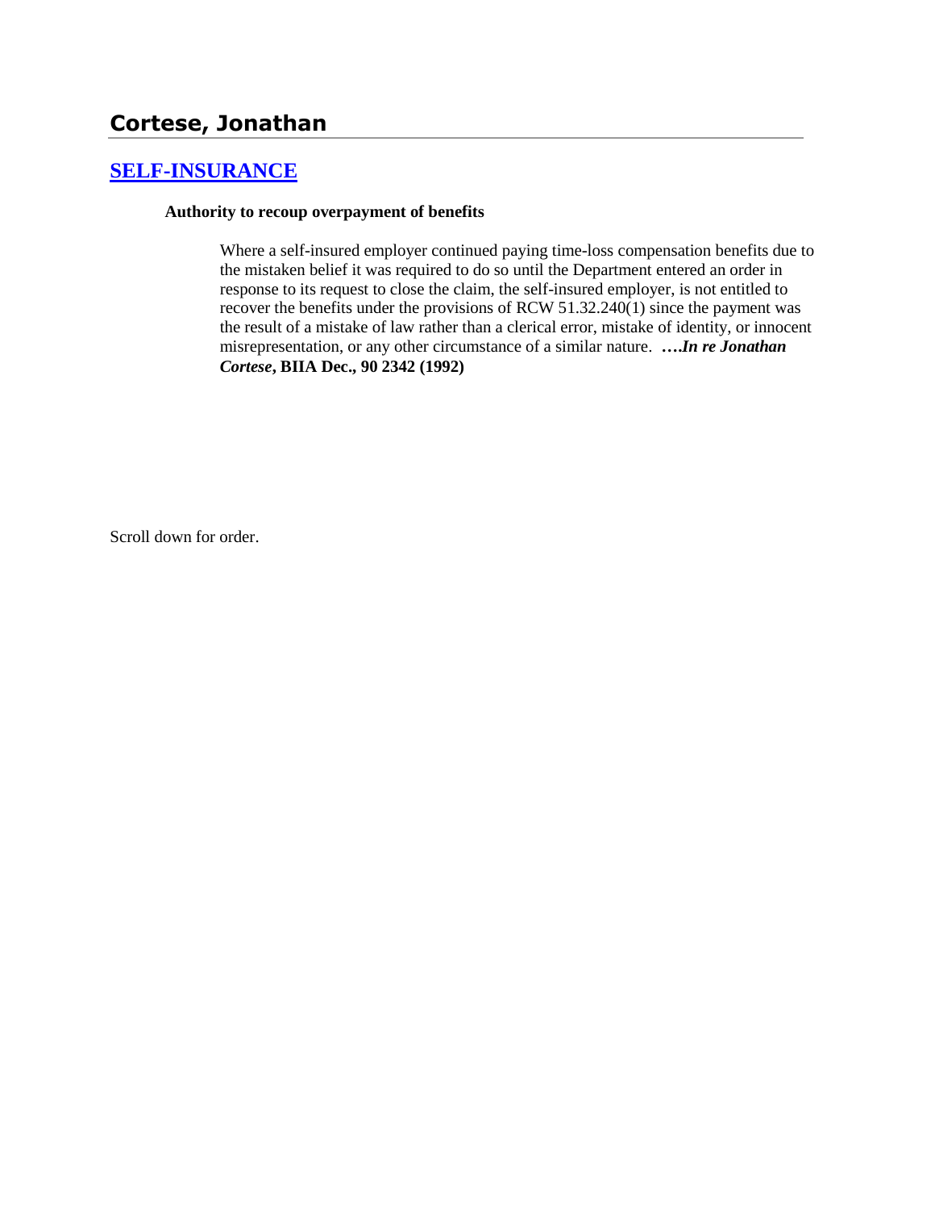## Cortese, Jonathan

### [SELF-INSURANCE]

**Authority to recoup overpayment of benefits**

> Where a self-insured employer continued paying time-loss compensation benefits due to the mistaken belief it was required to do so until the Department entered an order in response to its request to close the claim, the self-insured employer, is not entitled to recover the benefits under the provisions of RCW 51.32.240(1) since the payment was the result of a mistake of law rather than a clerical error, mistake of identity, or innocent misrepresentation, or any other circumstance of a similar nature. **….*In re Jonathan Cortese*, BIIA Dec., 90 2342 (1992)**

Scroll down for order.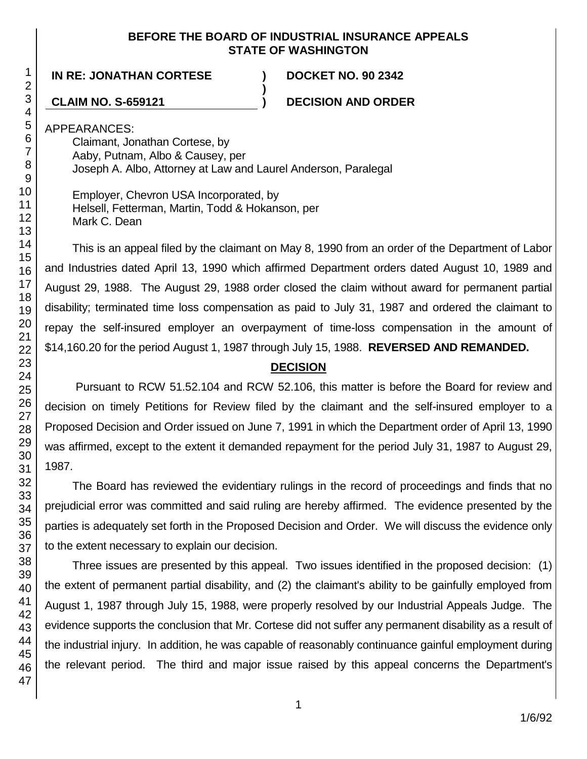**BEFORE THE BOARD OF INDUSTRIAL INSURANCE APPEALS**
**STATE OF WASHINGTON**

**IN RE: JONATHAN CORTESE** ) **DOCKET NO. 90 2342**
)
**CLAIM NO. S-659121** ) **DECISION AND ORDER**

APPEARANCES:

Claimant, Jonathan Cortese, by
Aaby, Putnam, Albo & Causey, per
Joseph A. Albo, Attorney at Law and Laurel Anderson, Paralegal

Employer, Chevron USA Incorporated, by
Helsell, Fetterman, Martin, Todd & Hokanson, per
Mark C. Dean

This is an appeal filed by the claimant on May 8, 1990 from an order of the Department of Labor and Industries dated April 13, 1990 which affirmed Department orders dated August 10, 1989 and August 29, 1988. The August 29, 1988 order closed the claim without award for permanent partial disability; terminated time loss compensation as paid to July 31, 1987 and ordered the claimant to repay the self-insured employer an overpayment of time-loss compensation in the amount of $14,160.20 for the period August 1, 1987 through July 15, 1988. **REVERSED AND REMANDED.**

## DECISION

Pursuant to RCW 51.52.104 and RCW 52.106, this matter is before the Board for review and decision on timely Petitions for Review filed by the claimant and the self-insured employer to a Proposed Decision and Order issued on June 7, 1991 in which the Department order of April 13, 1990 was affirmed, except to the extent it demanded repayment for the period July 31, 1987 to August 29, 1987.

The Board has reviewed the evidentiary rulings in the record of proceedings and finds that no prejudicial error was committed and said ruling are hereby affirmed. The evidence presented by the parties is adequately set forth in the Proposed Decision and Order. We will discuss the evidence only to the extent necessary to explain our decision.

Three issues are presented by this appeal. Two issues identified in the proposed decision: (1) the extent of permanent partial disability, and (2) the claimant's ability to be gainfully employed from August 1, 1987 through July 15, 1988, were properly resolved by our Industrial Appeals Judge. The evidence supports the conclusion that Mr. Cortese did not suffer any permanent disability as a result of the industrial injury. In addition, he was capable of reasonably continuance gainful employment during the relevant period. The third and major issue raised by this appeal concerns the Department's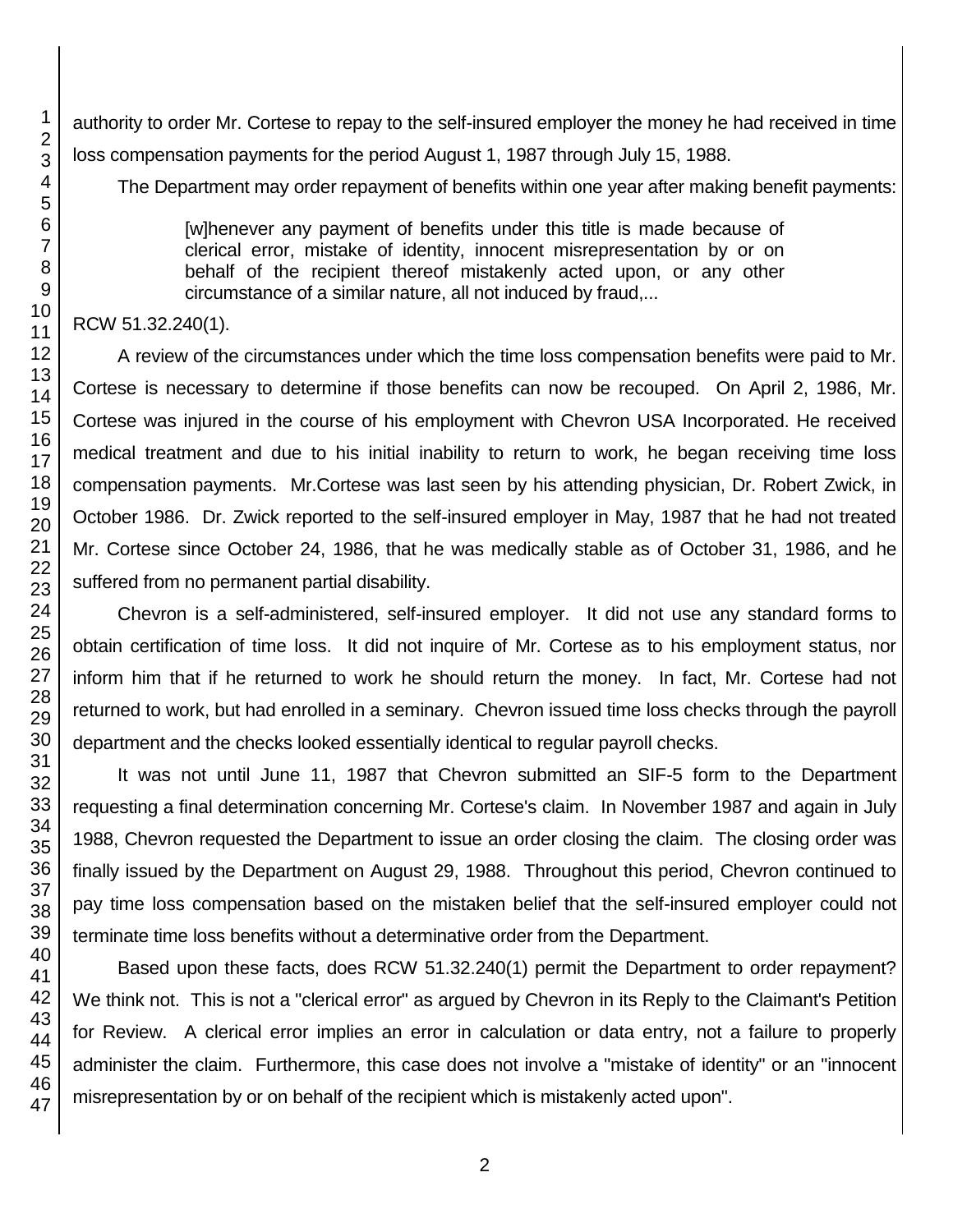authority to order Mr. Cortese to repay to the self-insured employer the money he had received in time loss compensation payments for the period August 1, 1987 through July 15, 1988.

The Department may order repayment of benefits within one year after making benefit payments:

> [w]henever any payment of benefits under this title is made because of clerical error, mistake of identity, innocent misrepresentation by or on behalf of the recipient thereof mistakenly acted upon, or any other circumstance of a similar nature, all not induced by fraud,...

RCW 51.32.240(1).

A review of the circumstances under which the time loss compensation benefits were paid to Mr. Cortese is necessary to determine if those benefits can now be recouped. On April 2, 1986, Mr. Cortese was injured in the course of his employment with Chevron USA Incorporated. He received medical treatment and due to his initial inability to return to work, he began receiving time loss compensation payments. Mr.Cortese was last seen by his attending physician, Dr. Robert Zwick, in October 1986. Dr. Zwick reported to the self-insured employer in May, 1987 that he had not treated Mr. Cortese since October 24, 1986, that he was medically stable as of October 31, 1986, and he suffered from no permanent partial disability.

Chevron is a self-administered, self-insured employer. It did not use any standard forms to obtain certification of time loss. It did not inquire of Mr. Cortese as to his employment status, nor inform him that if he returned to work he should return the money. In fact, Mr. Cortese had not returned to work, but had enrolled in a seminary. Chevron issued time loss checks through the payroll department and the checks looked essentially identical to regular payroll checks.

It was not until June 11, 1987 that Chevron submitted an SIF-5 form to the Department requesting a final determination concerning Mr. Cortese's claim. In November 1987 and again in July 1988, Chevron requested the Department to issue an order closing the claim. The closing order was finally issued by the Department on August 29, 1988. Throughout this period, Chevron continued to pay time loss compensation based on the mistaken belief that the self-insured employer could not terminate time loss benefits without a determinative order from the Department.

Based upon these facts, does RCW 51.32.240(1) permit the Department to order repayment? We think not. This is not a "clerical error" as argued by Chevron in its Reply to the Claimant's Petition for Review. A clerical error implies an error in calculation or data entry, not a failure to properly administer the claim. Furthermore, this case does not involve a "mistake of identity" or an "innocent misrepresentation by or on behalf of the recipient which is mistakenly acted upon".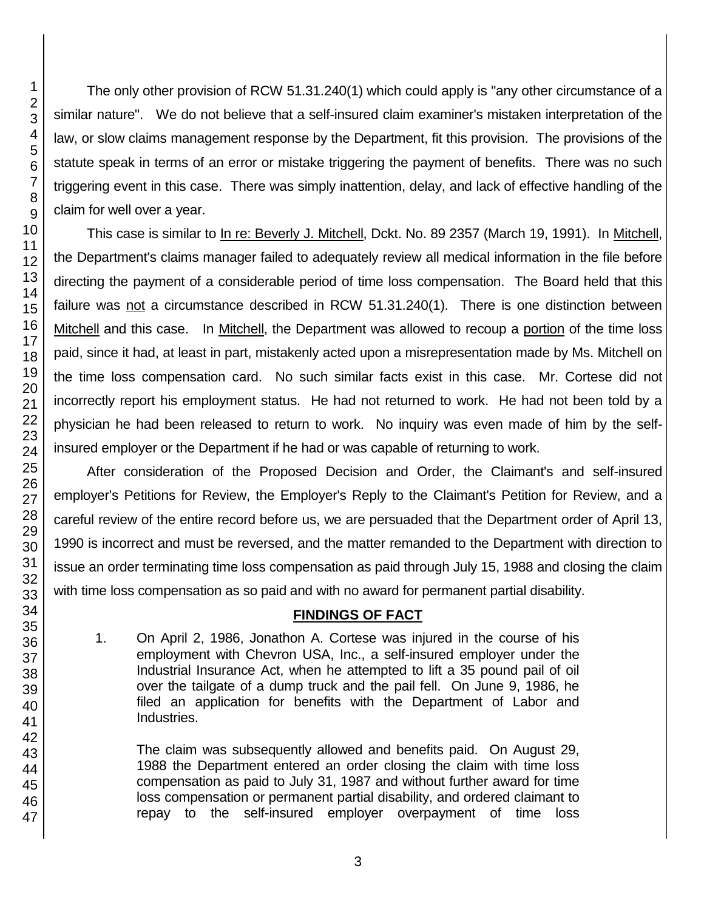The only other provision of RCW 51.31.240(1) which could apply is "any other circumstance of a similar nature". We do not believe that a self-insured claim examiner's mistaken interpretation of the law, or slow claims management response by the Department, fit this provision. The provisions of the statute speak in terms of an error or mistake triggering the payment of benefits. There was no such triggering event in this case. There was simply inattention, delay, and lack of effective handling of the claim for well over a year.

This case is similar to In re: Beverly J. Mitchell, Dckt. No. 89 2357 (March 19, 1991). In Mitchell, the Department's claims manager failed to adequately review all medical information in the file before directing the payment of a considerable period of time loss compensation. The Board held that this failure was not a circumstance described in RCW 51.31.240(1). There is one distinction between Mitchell and this case. In Mitchell, the Department was allowed to recoup a portion of the time loss paid, since it had, at least in part, mistakenly acted upon a misrepresentation made by Ms. Mitchell on the time loss compensation card. No such similar facts exist in this case. Mr. Cortese did not incorrectly report his employment status. He had not returned to work. He had not been told by a physician he had been released to return to work. No inquiry was even made of him by the self-insured employer or the Department if he had or was capable of returning to work.

After consideration of the Proposed Decision and Order, the Claimant's and self-insured employer's Petitions for Review, the Employer's Reply to the Claimant's Petition for Review, and a careful review of the entire record before us, we are persuaded that the Department order of April 13, 1990 is incorrect and must be reversed, and the matter remanded to the Department with direction to issue an order terminating time loss compensation as paid through July 15, 1988 and closing the claim with time loss compensation as so paid and with no award for permanent partial disability.

## FINDINGS OF FACT

1. On April 2, 1986, Jonathon A. Cortese was injured in the course of his employment with Chevron USA, Inc., a self-insured employer under the Industrial Insurance Act, when he attempted to lift a 35 pound pail of oil over the tailgate of a dump truck and the pail fell. On June 9, 1986, he filed an application for benefits with the Department of Labor and Industries.

   The claim was subsequently allowed and benefits paid. On August 29, 1988 the Department entered an order closing the claim with time loss compensation as paid to July 31, 1987 and without further award for time loss compensation or permanent partial disability, and ordered claimant to repay to the self-insured employer overpayment of time loss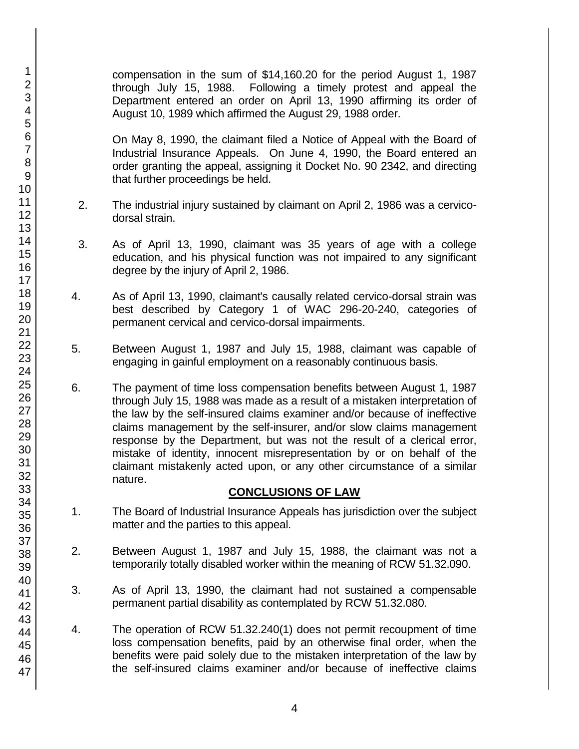compensation in the sum of $14,160.20 for the period August 1, 1987 through July 15, 1988. Following a timely protest and appeal the Department entered an order on April 13, 1990 affirming its order of August 10, 1989 which affirmed the August 29, 1988 order.

On May 8, 1990, the claimant filed a Notice of Appeal with the Board of Industrial Insurance Appeals. On June 4, 1990, the Board entered an order granting the appeal, assigning it Docket No. 90 2342, and directing that further proceedings be held.

2. The industrial injury sustained by claimant on April 2, 1986 was a cervico-dorsal strain.

3. As of April 13, 1990, claimant was 35 years of age with a college education, and his physical function was not impaired to any significant degree by the injury of April 2, 1986.

4. As of April 13, 1990, claimant's causally related cervico-dorsal strain was best described by Category 1 of WAC 296-20-240, categories of permanent cervical and cervico-dorsal impairments.

5. Between August 1, 1987 and July 15, 1988, claimant was capable of engaging in gainful employment on a reasonably continuous basis.

6. The payment of time loss compensation benefits between August 1, 1987 through July 15, 1988 was made as a result of a mistaken interpretation of the law by the self-insured claims examiner and/or because of ineffective claims management by the self-insurer, and/or slow claims management response by the Department, but was not the result of a clerical error, mistake of identity, innocent misrepresentation by or on behalf of the claimant mistakenly acted upon, or any other circumstance of a similar nature.

## CONCLUSIONS OF LAW

1. The Board of Industrial Insurance Appeals has jurisdiction over the subject matter and the parties to this appeal.

2. Between August 1, 1987 and July 15, 1988, the claimant was not a temporarily totally disabled worker within the meaning of RCW 51.32.090.

3. As of April 13, 1990, the claimant had not sustained a compensable permanent partial disability as contemplated by RCW 51.32.080.

4. The operation of RCW 51.32.240(1) does not permit recoupment of time loss compensation benefits, paid by an otherwise final order, when the benefits were paid solely due to the mistaken interpretation of the law by the self-insured claims examiner and/or because of ineffective claims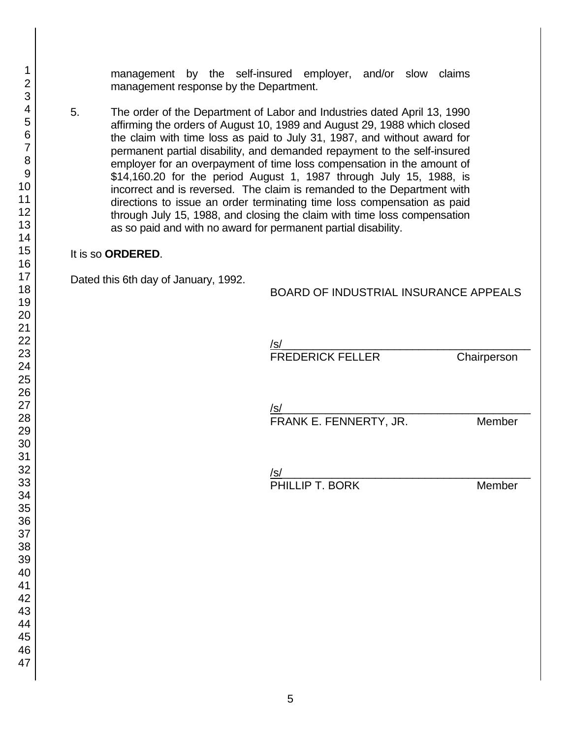management by the self-insured employer, and/or slow claims management response by the Department.

5. The order of the Department of Labor and Industries dated April 13, 1990 affirming the orders of August 10, 1989 and August 29, 1988 which closed the claim with time loss as paid to July 31, 1987, and without award for permanent partial disability, and demanded repayment to the self-insured employer for an overpayment of time loss compensation in the amount of $14,160.20 for the period August 1, 1987 through July 15, 1988, is incorrect and is reversed. The claim is remanded to the Department with directions to issue an order terminating time loss compensation as paid through July 15, 1988, and closing the claim with time loss compensation as so paid and with no award for permanent partial disability.

It is so **ORDERED**.

Dated this 6th day of January, 1992.

BOARD OF INDUSTRIAL INSURANCE APPEALS

/s/
FREDERICK FELLER, Chairperson

/s/
FRANK E. FENNERTY, JR., Member

/s/
PHILLIP T. BORK, Member